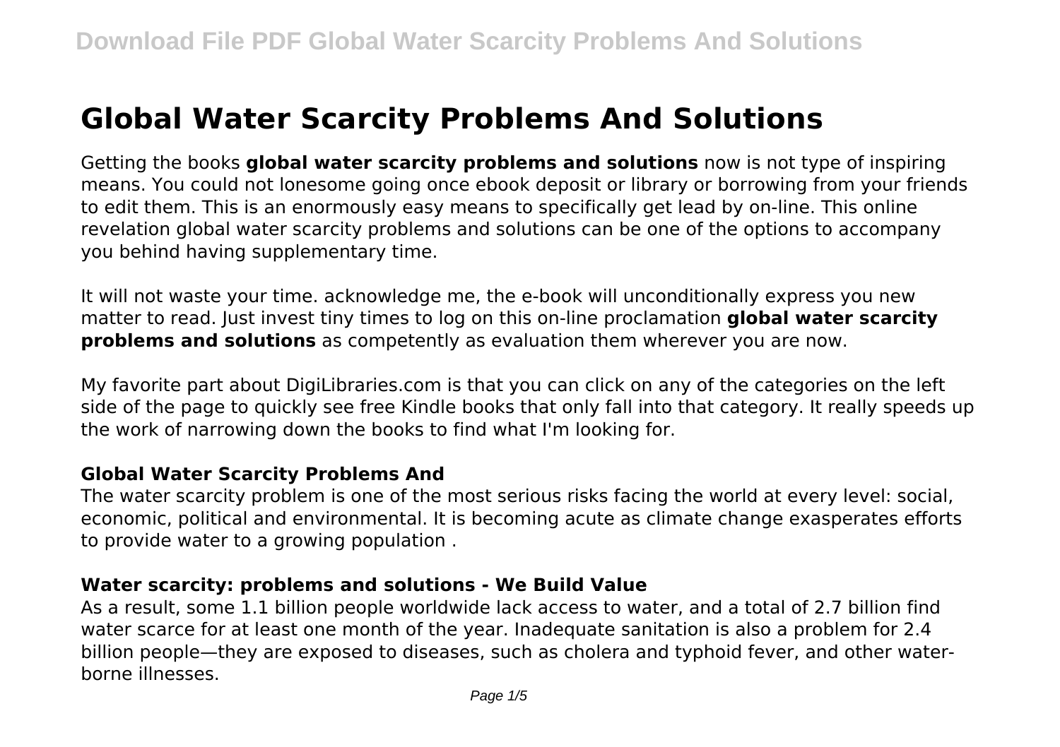# Global Water Scarcity Problems And Solutions

Getting the books **global water scarcity problems and solutions** now is not type of inspiring means. You could not lonesome going once ebook deposit or library or borrowing from your friends to edit them. This is an enormously easy means to specifically get lead by on-line. This online revelation global water scarcity problems and solutions can be one of the options to accompany you behind having supplementary time.

It will not waste your time. acknowledge me, the e-book will unconditionally express you new matter to read. Just invest tiny times to log on this on-line proclamation **global water scarcity problems and solutions** as competently as evaluation them wherever you are now.

My favorite part about DigiLibraries.com is that you can click on any of the categories on the left side of the page to quickly see free Kindle books that only fall into that category. It really speeds up the work of narrowing down the books to find what I'm looking for.

### Global Water Scarcity Problems And

The water scarcity problem is one of the most serious risks facing the world at every level: social, economic, political and environmental. It is becoming acute as climate change exasperates efforts to provide water to a growing population .

### Water scarcity: problems and solutions - We Build Value

As a result, some 1.1 billion people worldwide lack access to water, and a total of 2.7 billion find water scarce for at least one month of the year. Inadequate sanitation is also a problem for 2.4 billion people—they are exposed to diseases, such as cholera and typhoid fever, and other water-borne illnesses.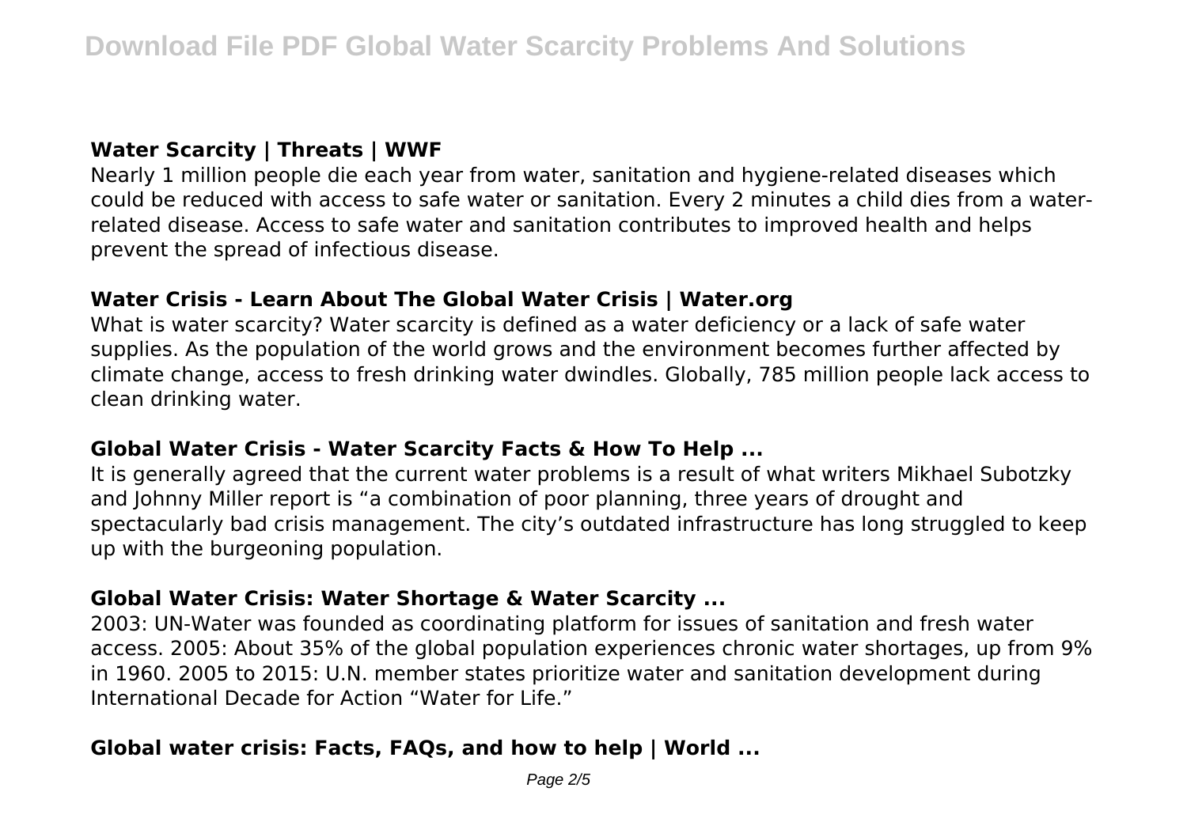### Water Scarcity | Threats | WWF

Nearly 1 million people die each year from water, sanitation and hygiene-related diseases which could be reduced with access to safe water or sanitation. Every 2 minutes a child dies from a water-related disease. Access to safe water and sanitation contributes to improved health and helps prevent the spread of infectious disease.

### Water Crisis - Learn About The Global Water Crisis | Water.org

What is water scarcity? Water scarcity is defined as a water deficiency or a lack of safe water supplies. As the population of the world grows and the environment becomes further affected by climate change, access to fresh drinking water dwindles. Globally, 785 million people lack access to clean drinking water.

### Global Water Crisis - Water Scarcity Facts & How To Help ...

It is generally agreed that the current water problems is a result of what writers Mikhael Subotzky and Johnny Miller report is "a combination of poor planning, three years of drought and spectacularly bad crisis management. The city's outdated infrastructure has long struggled to keep up with the burgeoning population.

### Global Water Crisis: Water Shortage & Water Scarcity ...

2003: UN-Water was founded as coordinating platform for issues of sanitation and fresh water access. 2005: About 35% of the global population experiences chronic water shortages, up from 9% in 1960. 2005 to 2015: U.N. member states prioritize water and sanitation development during International Decade for Action "Water for Life."

### Global water crisis: Facts, FAQs, and how to help | World ...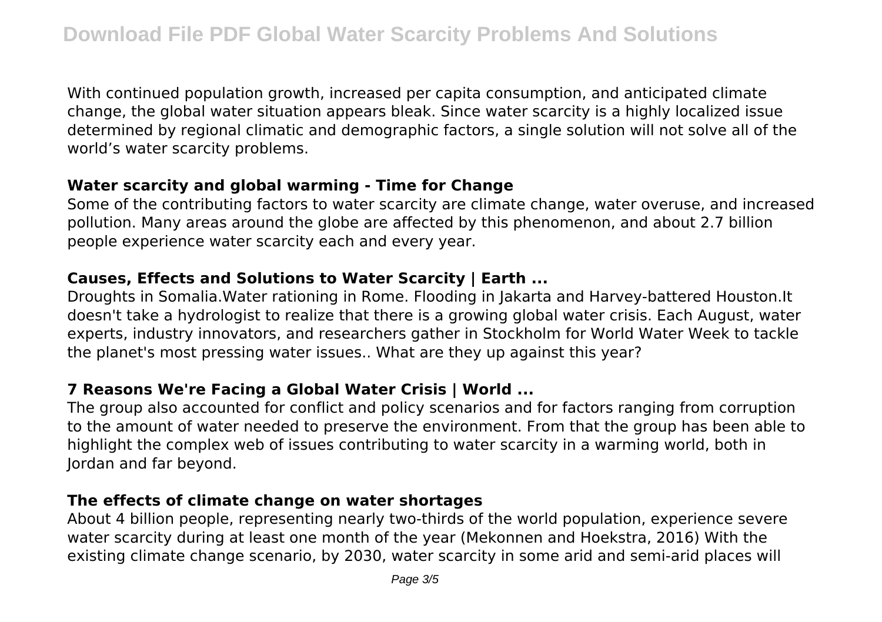With continued population growth, increased per capita consumption, and anticipated climate change, the global water situation appears bleak. Since water scarcity is a highly localized issue determined by regional climatic and demographic factors, a single solution will not solve all of the world's water scarcity problems.

### Water scarcity and global warming - Time for Change

Some of the contributing factors to water scarcity are climate change, water overuse, and increased pollution. Many areas around the globe are affected by this phenomenon, and about 2.7 billion people experience water scarcity each and every year.

### Causes, Effects and Solutions to Water Scarcity | Earth ...

Droughts in Somalia.Water rationing in Rome. Flooding in Jakarta and Harvey-battered Houston.It doesn't take a hydrologist to realize that there is a growing global water crisis. Each August, water experts, industry innovators, and researchers gather in Stockholm for World Water Week to tackle the planet's most pressing water issues.. What are they up against this year?

### 7 Reasons We're Facing a Global Water Crisis | World ...

The group also accounted for conflict and policy scenarios and for factors ranging from corruption to the amount of water needed to preserve the environment. From that the group has been able to highlight the complex web of issues contributing to water scarcity in a warming world, both in Jordan and far beyond.

### The effects of climate change on water shortages

About 4 billion people, representing nearly two-thirds of the world population, experience severe water scarcity during at least one month of the year (Mekonnen and Hoekstra, 2016) With the existing climate change scenario, by 2030, water scarcity in some arid and semi-arid places will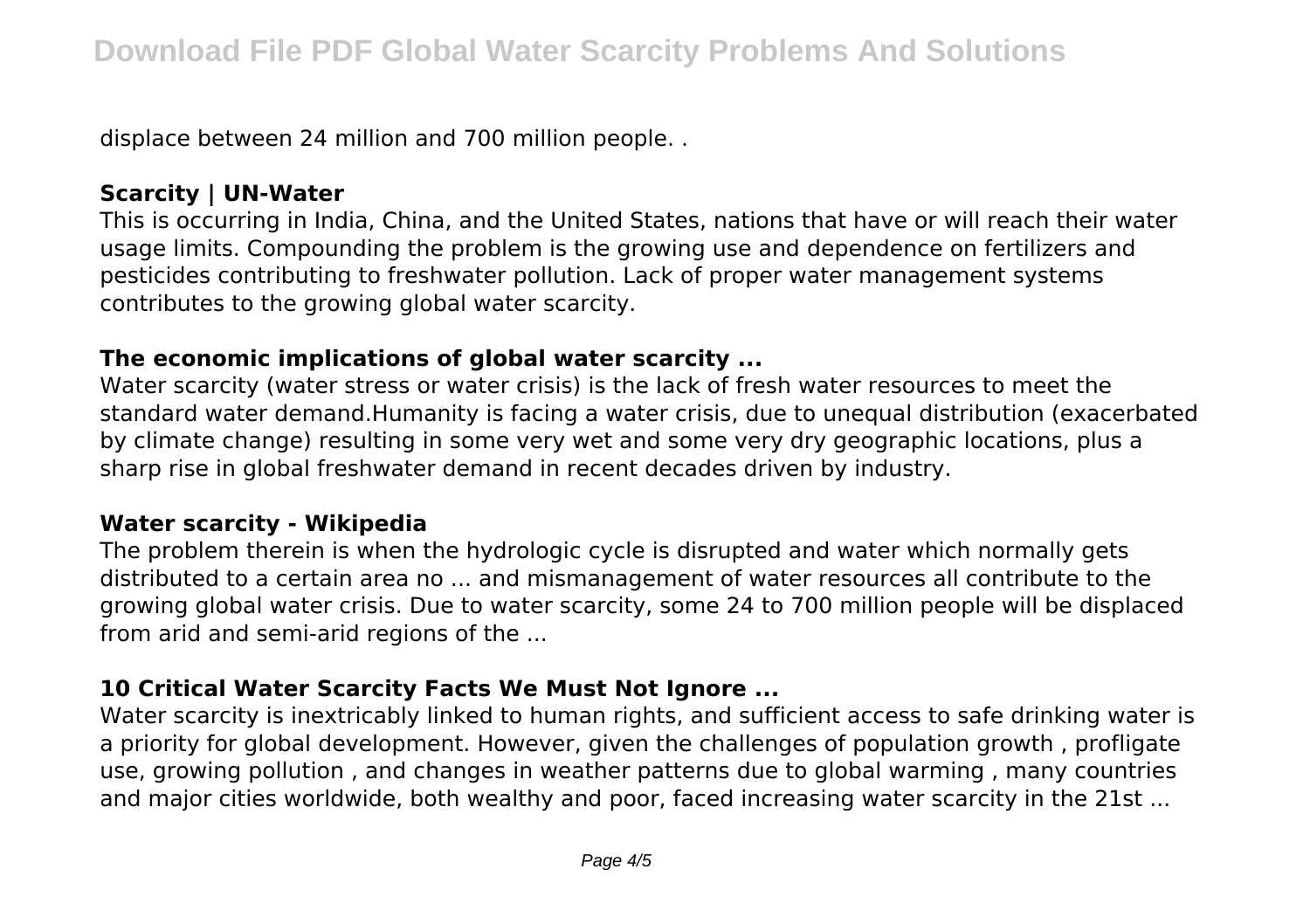displace between 24 million and 700 million people. .

### Scarcity | UN-Water

This is occurring in India, China, and the United States, nations that have or will reach their water usage limits. Compounding the problem is the growing use and dependence on fertilizers and pesticides contributing to freshwater pollution. Lack of proper water management systems contributes to the growing global water scarcity.

### The economic implications of global water scarcity ...

Water scarcity (water stress or water crisis) is the lack of fresh water resources to meet the standard water demand.Humanity is facing a water crisis, due to unequal distribution (exacerbated by climate change) resulting in some very wet and some very dry geographic locations, plus a sharp rise in global freshwater demand in recent decades driven by industry.

### Water scarcity - Wikipedia

The problem therein is when the hydrologic cycle is disrupted and water which normally gets distributed to a certain area no ... and mismanagement of water resources all contribute to the growing global water crisis. Due to water scarcity, some 24 to 700 million people will be displaced from arid and semi-arid regions of the ...

### 10 Critical Water Scarcity Facts We Must Not Ignore ...

Water scarcity is inextricably linked to human rights, and sufficient access to safe drinking water is a priority for global development. However, given the challenges of population growth , profligate use, growing pollution , and changes in weather patterns due to global warming , many countries and major cities worldwide, both wealthy and poor, faced increasing water scarcity in the 21st ...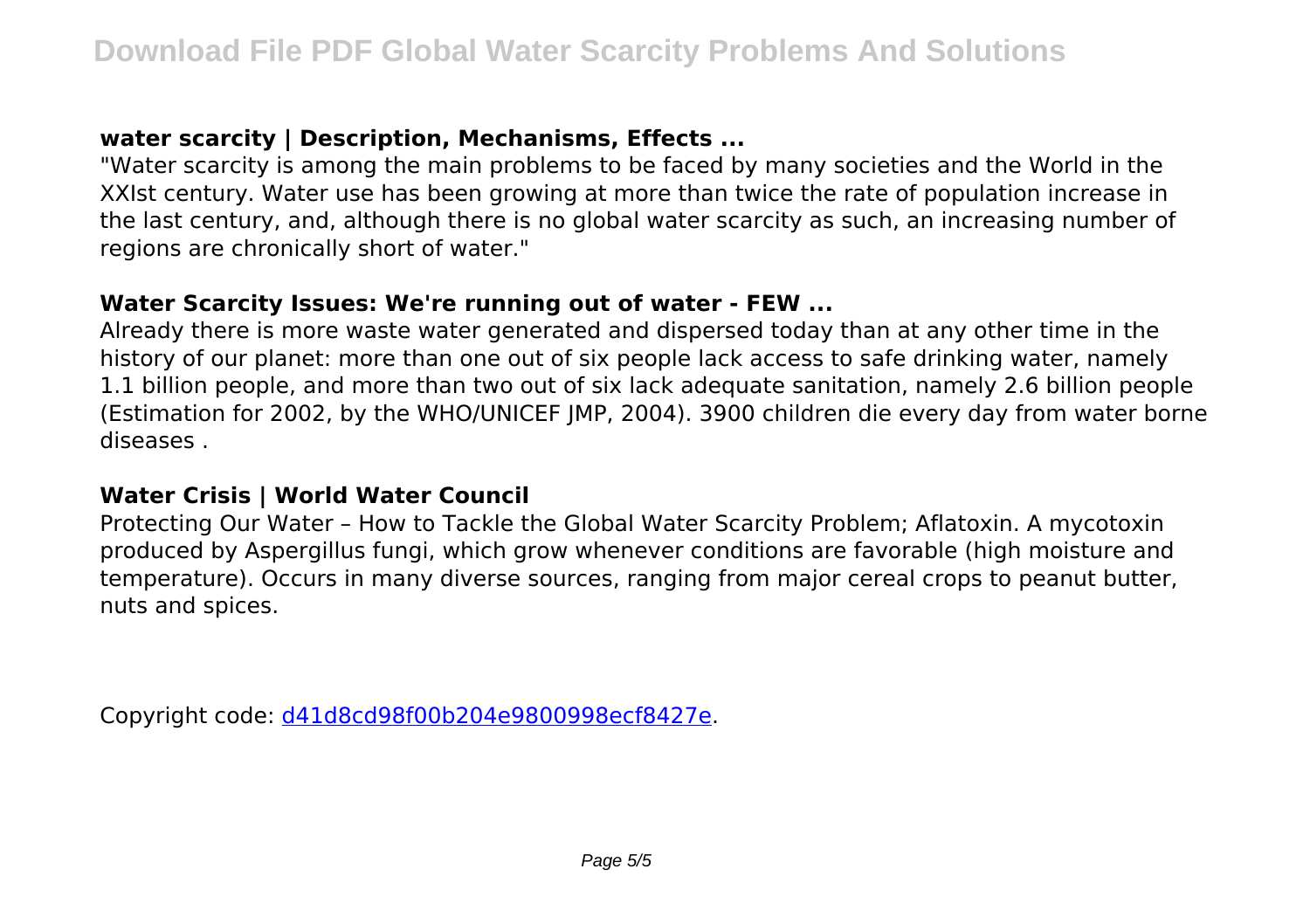**water scarcity | Description, Mechanisms, Effects ...**

"Water scarcity is among the main problems to be faced by many societies and the World in the XXIst century. Water use has been growing at more than twice the rate of population increase in the last century, and, although there is no global water scarcity as such, an increasing number of regions are chronically short of water."

**Water Scarcity Issues: We're running out of water - FEW ...**

Already there is more waste water generated and dispersed today than at any other time in the history of our planet: more than one out of six people lack access to safe drinking water, namely 1.1 billion people, and more than two out of six lack adequate sanitation, namely 2.6 billion people (Estimation for 2002, by the WHO/UNICEF JMP, 2004). 3900 children die every day from water borne diseases .

**Water Crisis | World Water Council**

Protecting Our Water – How to Tackle the Global Water Scarcity Problem; Aflatoxin. A mycotoxin produced by Aspergillus fungi, which grow whenever conditions are favorable (high moisture and temperature). Occurs in many diverse sources, ranging from major cereal crops to peanut butter, nuts and spices.

Copyright code: d41d8cd98f00b204e9800998ecf8427e.